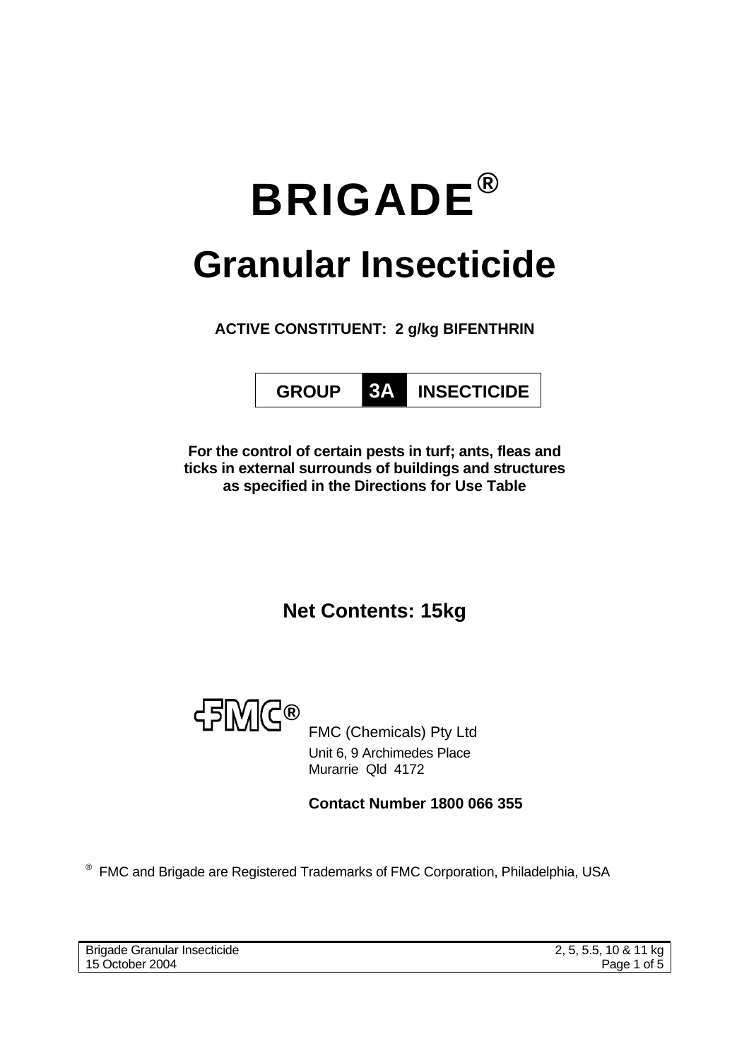# BRIGADE®

# Granular Insecticide

**ACTIVE CONSTITUENT: 2 g/kg BIFENTHRIN**

| GROUP | 3A | INSECTICIDE |
|---|---|---|

**For the control of certain pests in turf; ants, fleas and ticks in external surrounds of buildings and structures as specified in the Directions for Use Table**

## Net Contents: 15kg

FMC®

FMC (Chemicals) Pty Ltd
Unit 6, 9 Archimedes Place
Murarrie Qld 4172

**Contact Number 1800 066 355**

® FMC and Brigade are Registered Trademarks of FMC Corporation, Philadelphia, USA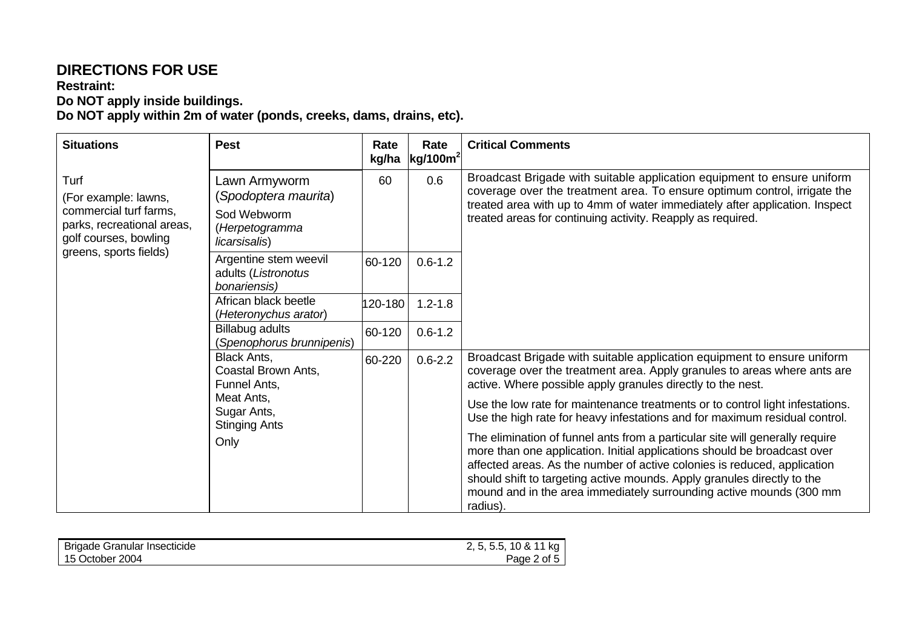# DIRECTIONS FOR USE

**Restraint:**
**Do NOT apply inside buildings.**
**Do NOT apply within 2m of water (ponds, creeks, dams, drains, etc).**

| Situations | Pest | Rate kg/ha | Rate kg/100m$^2$ | Critical Comments |
|---|---|---|---|---|
| Turf (For example: lawns, commercial turf farms, parks, recreational areas, golf courses, bowling greens, sports fields) | Lawn Armyworm (*Spodoptera maurita*) Sod Webworm (*Herpetogramma licarsisalis*) | 60 | 0.6 | Broadcast Brigade with suitable application equipment to ensure uniform coverage over the treatment area. To ensure optimum control, irrigate the treated area with up to 4mm of water immediately after application. Inspect treated areas for continuing activity. Reapply as required. |
| | Argentine stem weevil adults (*Listronotus bonariensis)* | 60-120 | 0.6-1.2 | |
| | African black beetle (*Heteronychus arator*) | 120-180 | 1.2-1.8 | |
| | Billabug adults (*Spenophorus brunnipenis*) | 60-120 | 0.6-1.2 | |
| | Black Ants, Coastal Brown Ants, Funnel Ants, Meat Ants, Sugar Ants, Stinging Ants Only | 60-220 | 0.6-2.2 | Broadcast Brigade with suitable application equipment to ensure uniform coverage over the treatment area. Apply granules to areas where ants are active. Where possible apply granules directly to the nest.<br><br>Use the low rate for maintenance treatments or to control light infestations. Use the high rate for heavy infestations and for maximum residual control.<br><br>The elimination of funnel ants from a particular site will generally require more than one application. Initial applications should be broadcast over affected areas. As the number of active colonies is reduced, application should shift to targeting active mounds. Apply granules directly to the mound and in the area immediately surrounding active mounds (300 mm radius). |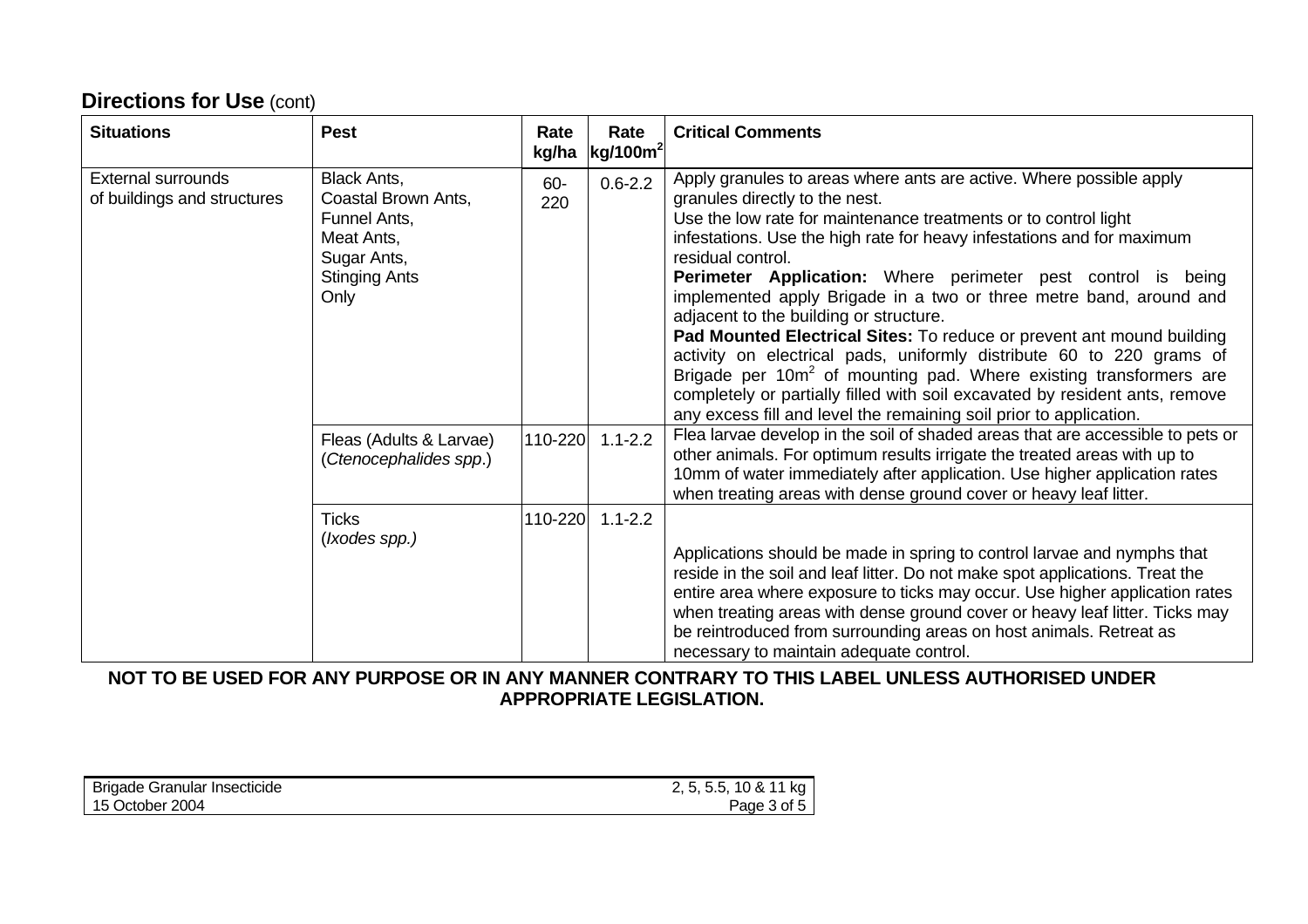## Directions for Use (cont)

| Situations | Pest | Rate kg/ha | Rate kg/100m$^2$ | Critical Comments |
|---|---|---|---|---|
| External surrounds of buildings and structures | Black Ants, Coastal Brown Ants, Funnel Ants, Meat Ants, Sugar Ants, Stinging Ants Only | 60-220 | 0.6-2.2 | Apply granules to areas where ants are active. Where possible apply granules directly to the nest. Use the low rate for maintenance treatments or to control light infestations. Use the high rate for heavy infestations and for maximum residual control. **Perimeter Application:** Where perimeter pest control is being implemented apply Brigade in a two or three metre band, around and adjacent to the building or structure. **Pad Mounted Electrical Sites:** To reduce or prevent ant mound building activity on electrical pads, uniformly distribute 60 to 220 grams of Brigade per 10m$^2$ of mounting pad. Where existing transformers are completely or partially filled with soil excavated by resident ants, remove any excess fill and level the remaining soil prior to application. |
| | Fleas (Adults & Larvae) (*Ctenocephalides spp*.) | 110-220 | 1.1-2.2 | Flea larvae develop in the soil of shaded areas that are accessible to pets or other animals. For optimum results irrigate the treated areas with up to 10mm of water immediately after application. Use higher application rates when treating areas with dense ground cover or heavy leaf litter. |
| | Ticks (*Ixodes spp.)* | 110-220 | 1.1-2.2 | Applications should be made in spring to control larvae and nymphs that reside in the soil and leaf litter. Do not make spot applications. Treat the entire area where exposure to ticks may occur. Use higher application rates when treating areas with dense ground cover or heavy leaf litter. Ticks may be reintroduced from surrounding areas on host animals. Retreat as necessary to maintain adequate control. |

**NOT TO BE USED FOR ANY PURPOSE OR IN ANY MANNER CONTRARY TO THIS LABEL UNLESS AUTHORISED UNDER APPROPRIATE LEGISLATION.**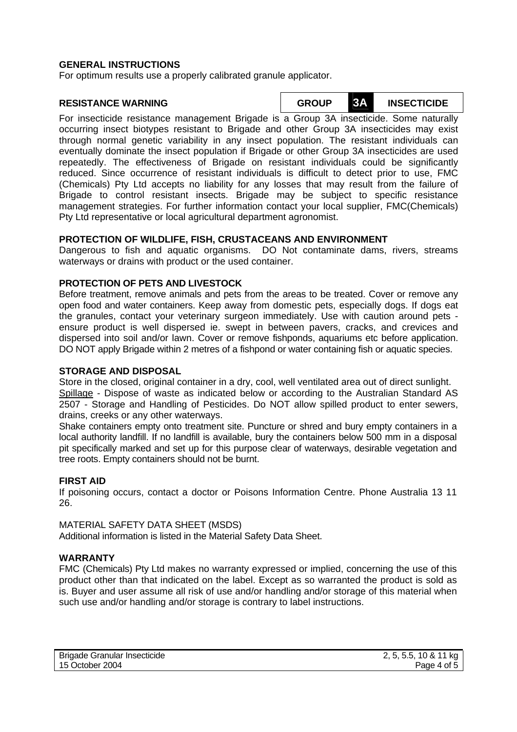**GENERAL INSTRUCTIONS**

For optimum results use a properly calibrated granule applicator.

**RESISTANCE WARNING**

| GROUP | 3A | INSECTICIDE |
|---|---|---|

For insecticide resistance management Brigade is a Group 3A insecticide. Some naturally occurring insect biotypes resistant to Brigade and other Group 3A insecticides may exist through normal genetic variability in any insect population. The resistant individuals can eventually dominate the insect population if Brigade or other Group 3A insecticides are used repeatedly. The effectiveness of Brigade on resistant individuals could be significantly reduced. Since occurrence of resistant individuals is difficult to detect prior to use, FMC (Chemicals) Pty Ltd accepts no liability for any losses that may result from the failure of Brigade to control resistant insects. Brigade may be subject to specific resistance management strategies. For further information contact your local supplier, FMC(Chemicals) Pty Ltd representative or local agricultural department agronomist.

**PROTECTION OF WILDLIFE, FISH, CRUSTACEANS AND ENVIRONMENT**

Dangerous to fish and aquatic organisms. DO Not contaminate dams, rivers, streams waterways or drains with product or the used container.

**PROTECTION OF PETS AND LIVESTOCK**

Before treatment, remove animals and pets from the areas to be treated. Cover or remove any open food and water containers. Keep away from domestic pets, especially dogs. If dogs eat the granules, contact your veterinary surgeon immediately. Use with caution around pets - ensure product is well dispersed ie. swept in between pavers, cracks, and crevices and dispersed into soil and/or lawn. Cover or remove fishponds, aquariums etc before application. DO NOT apply Brigade within 2 metres of a fishpond or water containing fish or aquatic species.

**STORAGE AND DISPOSAL**

Store in the closed, original container in a dry, cool, well ventilated area out of direct sunlight.

Spillage - Dispose of waste as indicated below or according to the Australian Standard AS 2507 - Storage and Handling of Pesticides. Do NOT allow spilled product to enter sewers, drains, creeks or any other waterways.

Shake containers empty onto treatment site. Puncture or shred and bury empty containers in a local authority landfill. If no landfill is available, bury the containers below 500 mm in a disposal pit specifically marked and set up for this purpose clear of waterways, desirable vegetation and tree roots. Empty containers should not be burnt.

**FIRST AID**

If poisoning occurs, contact a doctor or Poisons Information Centre. Phone Australia 13 11 26.

MATERIAL SAFETY DATA SHEET (MSDS)

Additional information is listed in the Material Safety Data Sheet.

**WARRANTY**

FMC (Chemicals) Pty Ltd makes no warranty expressed or implied, concerning the use of this product other than that indicated on the label. Except as so warranted the product is sold as is. Buyer and user assume all risk of use and/or handling and/or storage of this material when such use and/or handling and/or storage is contrary to label instructions.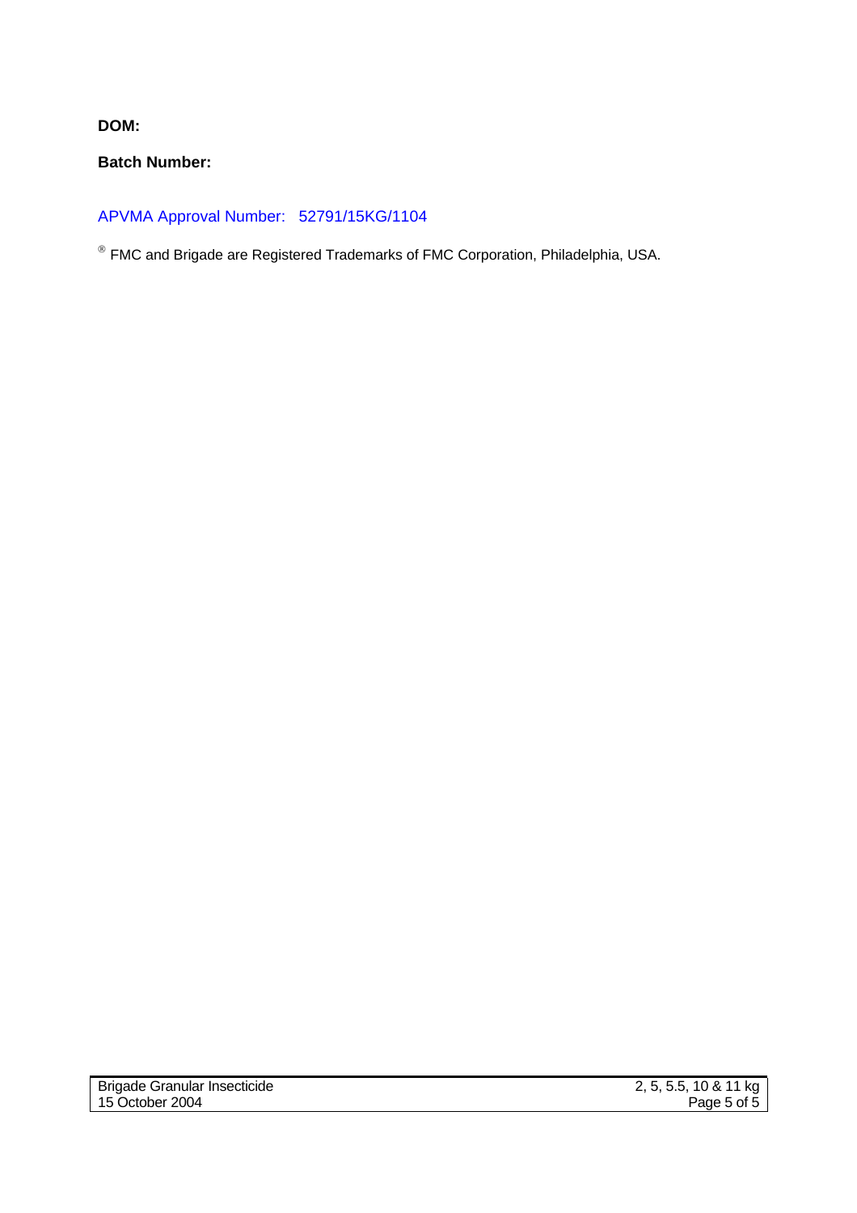**DOM:**

**Batch Number:**

APVMA Approval Number: 52791/15KG/1104

® FMC and Brigade are Registered Trademarks of FMC Corporation, Philadelphia, USA.